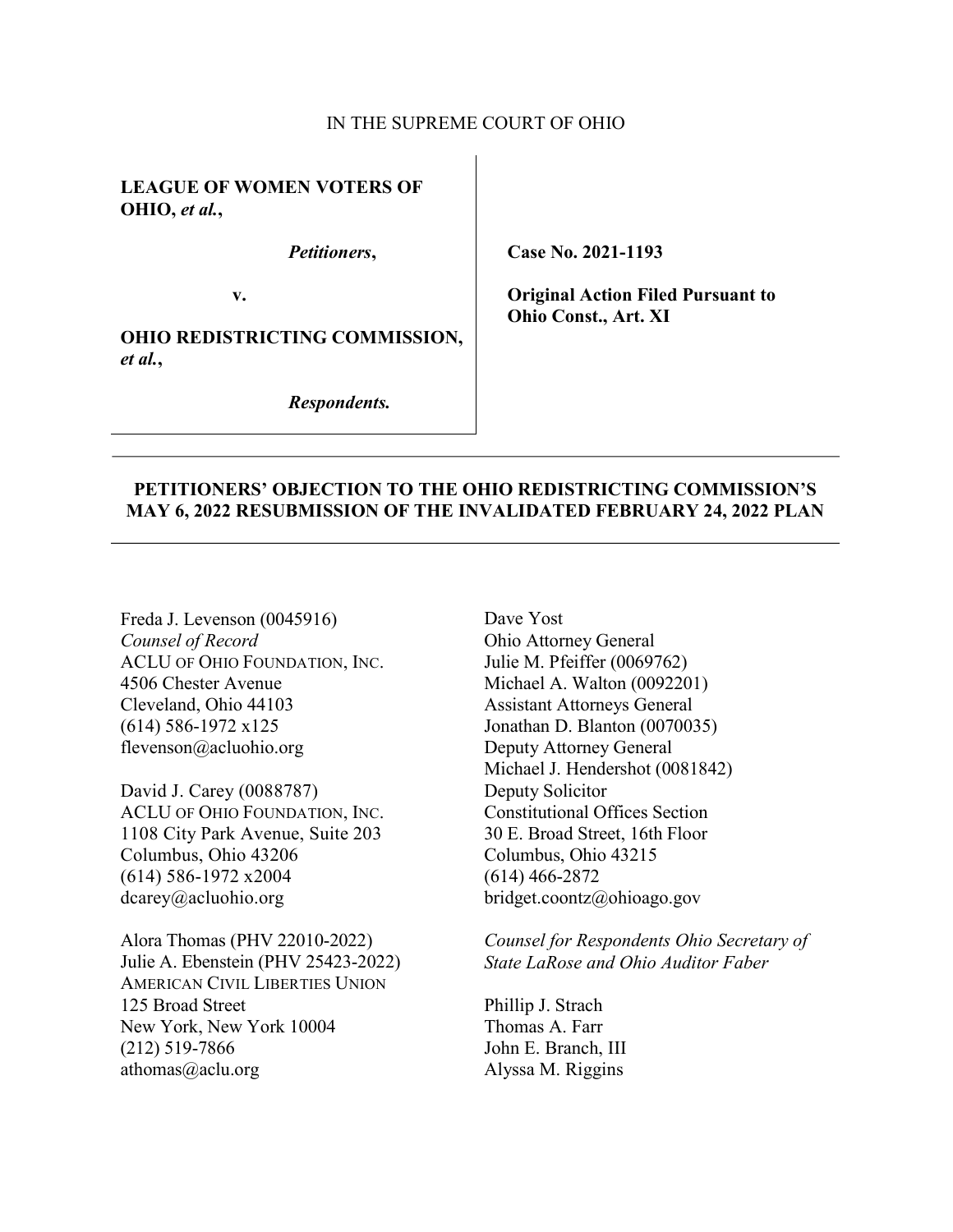IN THE SUPREME COURT OF OHIO

**LEAGUE OF WOMEN VOTERS OF OHIO, *et al.*,**

***Petitioners*,**

**v.**

**OHIO REDISTRICTING COMMISSION, *et al.*,**

***Respondents.***

**Case No. 2021-1193**

**Original Action Filed Pursuant to Ohio Const., Art. XI**

---

**PETITIONERS' OBJECTION TO THE OHIO REDISTRICTING COMMISSION'S MAY 6, 2022 RESUBMISSION OF THE INVALIDATED FEBRUARY 24, 2022 PLAN**

---

Freda J. Levenson (0045916)
*Counsel of Record*
ACLU OF OHIO FOUNDATION, INC.
4506 Chester Avenue
Cleveland, Ohio 44103
(614) 586-1972 x125
flevenson@acluohio.org

David J. Carey (0088787)
ACLU OF OHIO FOUNDATION, INC.
1108 City Park Avenue, Suite 203
Columbus, Ohio 43206
(614) 586-1972 x2004
dcarey@acluohio.org

Alora Thomas (PHV 22010-2022)
Julie A. Ebenstein (PHV 25423-2022)
AMERICAN CIVIL LIBERTIES UNION
125 Broad Street
New York, New York 10004
(212) 519-7866
athomas@aclu.org

Dave Yost
Ohio Attorney General
Julie M. Pfeiffer (0069762)
Michael A. Walton (0092201)
Assistant Attorneys General
Jonathan D. Blanton (0070035)
Deputy Attorney General
Michael J. Hendershot (0081842)
Deputy Solicitor
Constitutional Offices Section
30 E. Broad Street, 16th Floor
Columbus, Ohio 43215
(614) 466-2872
bridget.coontz@ohioago.gov

*Counsel for Respondents Ohio Secretary of State LaRose and Ohio Auditor Faber*

Phillip J. Strach
Thomas A. Farr
John E. Branch, III
Alyssa M. Riggins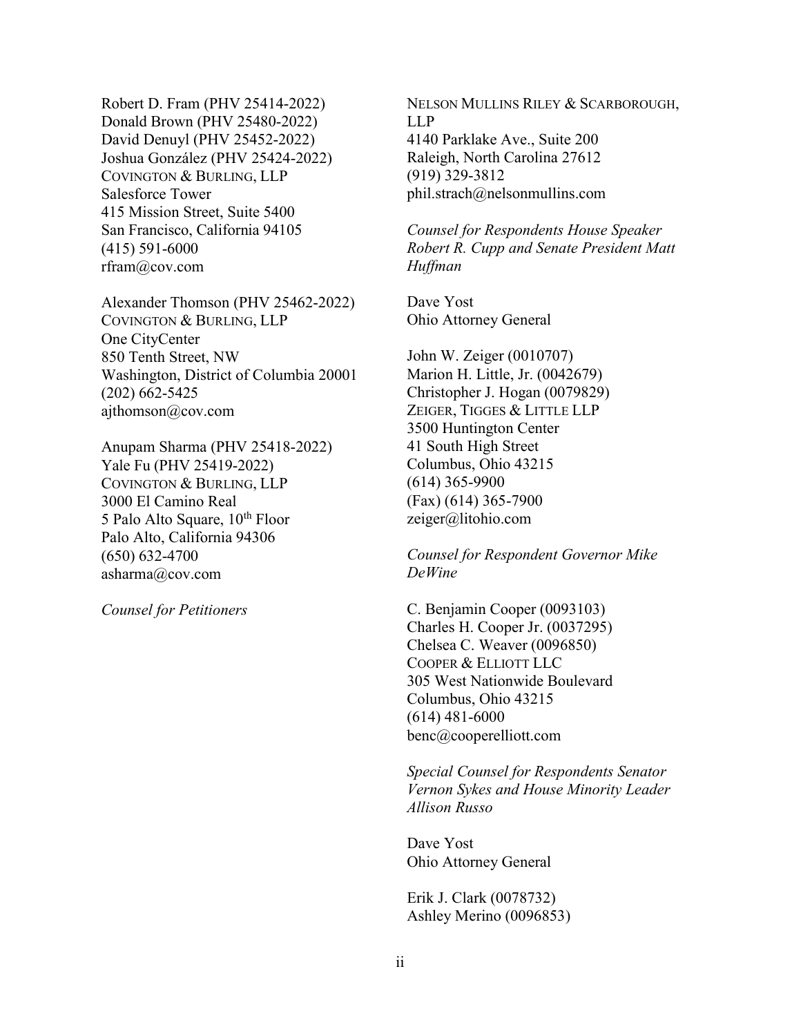Robert D. Fram (PHV 25414-2022)
Donald Brown (PHV 25480-2022)
David Denuyl (PHV 25452-2022)
Joshua González (PHV 25424-2022)
COVINGTON & BURLING, LLP
Salesforce Tower
415 Mission Street, Suite 5400
San Francisco, California 94105
(415) 591-6000
rfram@cov.com

Alexander Thomson (PHV 25462-2022)
COVINGTON & BURLING, LLP
One CityCenter
850 Tenth Street, NW
Washington, District of Columbia 20001
(202) 662-5425
ajthomson@cov.com

Anupam Sharma (PHV 25418-2022)
Yale Fu (PHV 25419-2022)
COVINGTON & BURLING, LLP
3000 El Camino Real
5 Palo Alto Square, 10th Floor
Palo Alto, California 94306
(650) 632-4700
asharma@cov.com

*Counsel for Petitioners*

NELSON MULLINS RILEY & SCARBOROUGH, LLP
4140 Parklake Ave., Suite 200
Raleigh, North Carolina 27612
(919) 329-3812
phil.strach@nelsonmullins.com

*Counsel for Respondents House Speaker Robert R. Cupp and Senate President Matt Huffman*

Dave Yost
Ohio Attorney General

John W. Zeiger (0010707)
Marion H. Little, Jr. (0042679)
Christopher J. Hogan (0079829)
ZEIGER, TIGGES & LITTLE LLP
3500 Huntington Center
41 South High Street
Columbus, Ohio 43215
(614) 365-9900
(Fax) (614) 365-7900
zeiger@litohio.com

*Counsel for Respondent Governor Mike DeWine*

C. Benjamin Cooper (0093103)
Charles H. Cooper Jr. (0037295)
Chelsea C. Weaver (0096850)
COOPER & ELLIOTT LLC
305 West Nationwide Boulevard
Columbus, Ohio 43215
(614) 481-6000
benc@cooperelliott.com

*Special Counsel for Respondents Senator Vernon Sykes and House Minority Leader Allison Russo*

Dave Yost
Ohio Attorney General

Erik J. Clark (0078732)
Ashley Merino (0096853)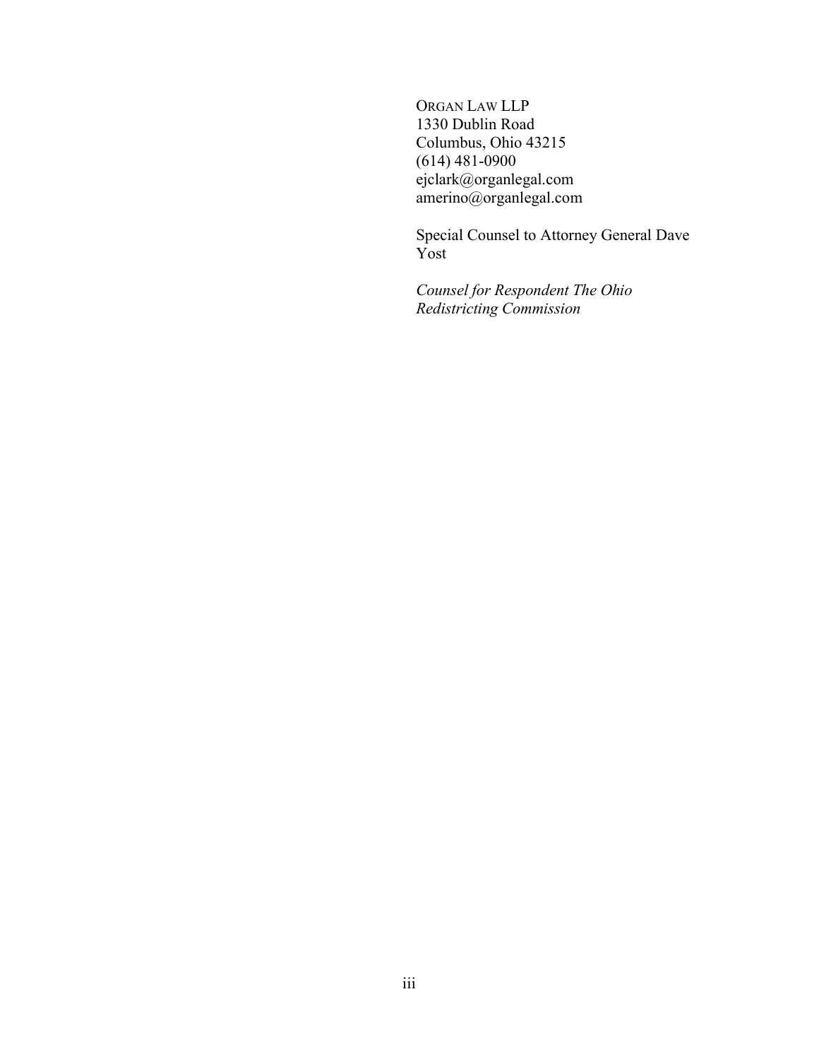ORGAN LAW LLP
1330 Dublin Road
Columbus, Ohio 43215
(614) 481-0900
ejclark@organlegal.com
amerino@organlegal.com

Special Counsel to Attorney General Dave Yost

*Counsel for Respondent The Ohio Redistricting Commission*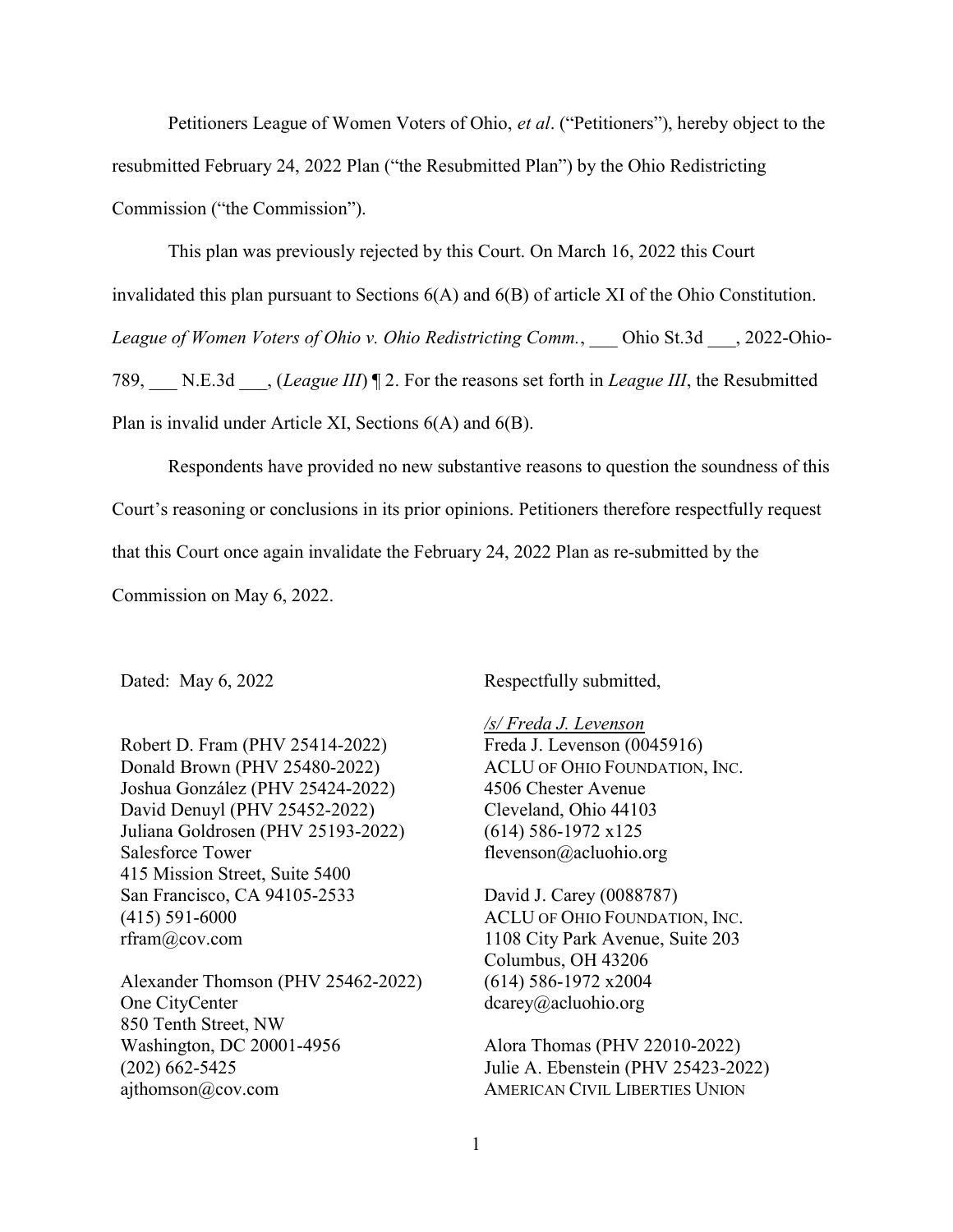Petitioners League of Women Voters of Ohio, *et al*. ("Petitioners"), hereby object to the resubmitted February 24, 2022 Plan ("the Resubmitted Plan") by the Ohio Redistricting Commission ("the Commission").

This plan was previously rejected by this Court. On March 16, 2022 this Court invalidated this plan pursuant to Sections 6(A) and 6(B) of article XI of the Ohio Constitution. *League of Women Voters of Ohio v. Ohio Redistricting Comm.*, ___ Ohio St.3d ___, 2022-Ohio-789, ___ N.E.3d ___, (*League III*) ¶ 2. For the reasons set forth in *League III*, the Resubmitted Plan is invalid under Article XI, Sections 6(A) and 6(B).

Respondents have provided no new substantive reasons to question the soundness of this Court's reasoning or conclusions in its prior opinions. Petitioners therefore respectfully request that this Court once again invalidate the February 24, 2022 Plan as re-submitted by the Commission on May 6, 2022.

Dated: May 6, 2022

Respectfully submitted,

*/s/ Freda J. Levenson*
Freda J. Levenson (0045916)
ACLU OF OHIO FOUNDATION, INC.
4506 Chester Avenue
Cleveland, Ohio 44103
(614) 586-1972 x125
flevenson@acluohio.org

David J. Carey (0088787)
ACLU OF OHIO FOUNDATION, INC.
1108 City Park Avenue, Suite 203
Columbus, OH 43206
(614) 586-1972 x2004
dcarey@acluohio.org

Alora Thomas (PHV 22010-2022)
Julie A. Ebenstein (PHV 25423-2022)
AMERICAN CIVIL LIBERTIES UNION

Robert D. Fram (PHV 25414-2022)
Donald Brown (PHV 25480-2022)
Joshua González (PHV 25424-2022)
David Denuyl (PHV 25452-2022)
Juliana Goldrosen (PHV 25193-2022)
Salesforce Tower
415 Mission Street, Suite 5400
San Francisco, CA 94105-2533
(415) 591-6000
rfram@cov.com

Alexander Thomson (PHV 25462-2022)
One CityCenter
850 Tenth Street, NW
Washington, DC 20001-4956
(202) 662-5425
ajthomson@cov.com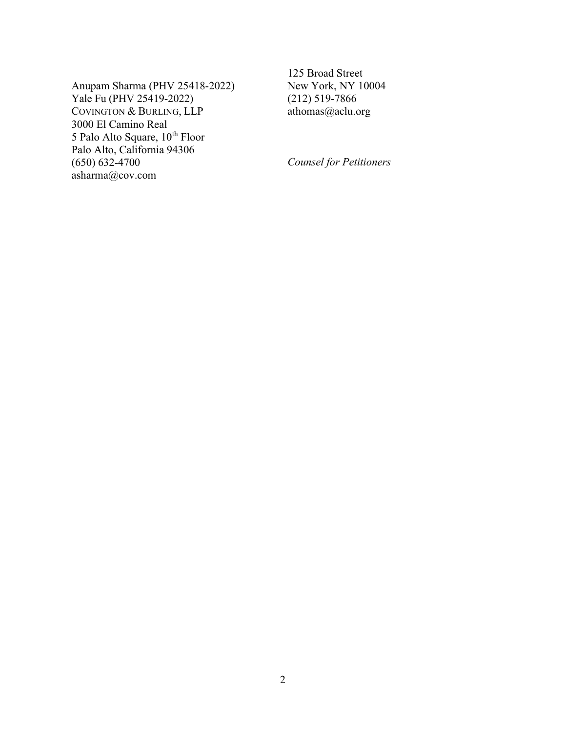Anupam Sharma (PHV 25418-2022)
Yale Fu (PHV 25419-2022)
COVINGTON & BURLING, LLP
3000 El Camino Real
5 Palo Alto Square, 10th Floor
Palo Alto, California 94306
(650) 632-4700
asharma@cov.com

125 Broad Street
New York, NY 10004
(212) 519-7866
athomas@aclu.org

*Counsel for Petitioners*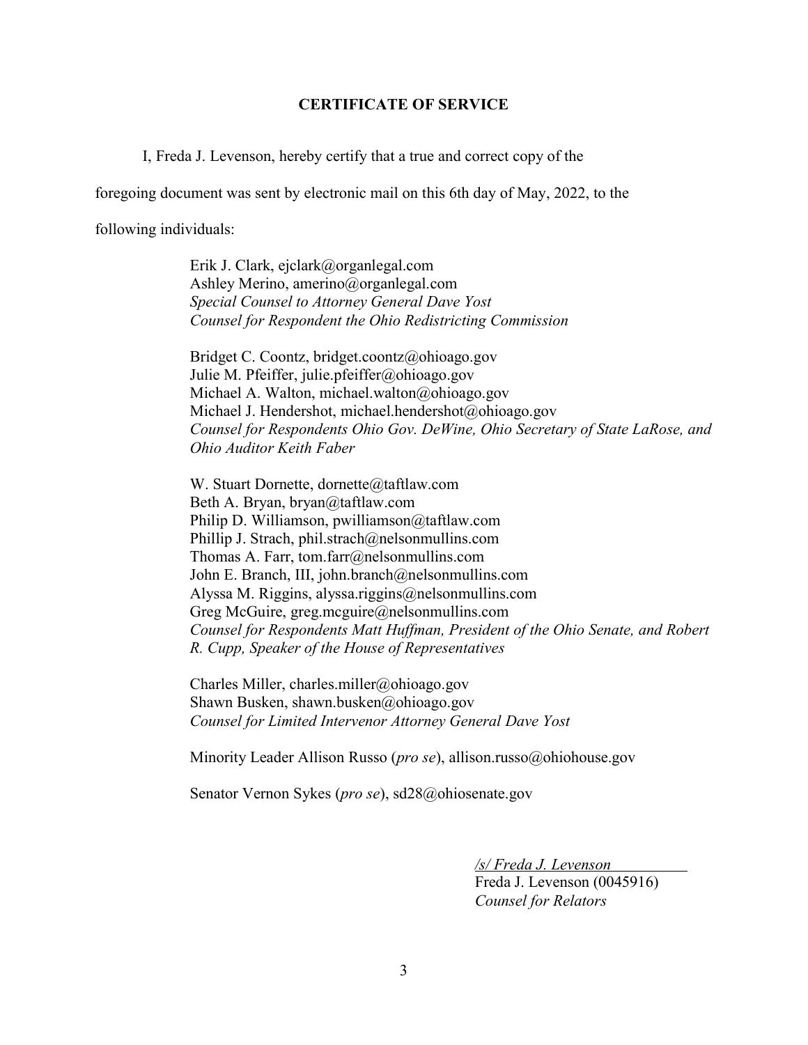## CERTIFICATE OF SERVICE

I, Freda J. Levenson, hereby certify that a true and correct copy of the foregoing document was sent by electronic mail on this 6th day of May, 2022, to the following individuals:

Erik J. Clark, ejclark@organlegal.com
Ashley Merino, amerino@organlegal.com
*Special Counsel to Attorney General Dave Yost*
*Counsel for Respondent the Ohio Redistricting Commission*

Bridget C. Coontz, bridget.coontz@ohioago.gov
Julie M. Pfeiffer, julie.pfeiffer@ohioago.gov
Michael A. Walton, michael.walton@ohioago.gov
Michael J. Hendershot, michael.hendershot@ohioago.gov
*Counsel for Respondents Ohio Gov. DeWine, Ohio Secretary of State LaRose, and Ohio Auditor Keith Faber*

W. Stuart Dornette, dornette@taftlaw.com
Beth A. Bryan, bryan@taftlaw.com
Philip D. Williamson, pwilliamson@taftlaw.com
Phillip J. Strach, phil.strach@nelsonmullins.com
Thomas A. Farr, tom.farr@nelsonmullins.com
John E. Branch, III, john.branch@nelsonmullins.com
Alyssa M. Riggins, alyssa.riggins@nelsonmullins.com
Greg McGuire, greg.mcguire@nelsonmullins.com
*Counsel for Respondents Matt Huffman, President of the Ohio Senate, and Robert R. Cupp, Speaker of the House of Representatives*

Charles Miller, charles.miller@ohioago.gov
Shawn Busken, shawn.busken@ohioago.gov
*Counsel for Limited Intervenor Attorney General Dave Yost*

Minority Leader Allison Russo (*pro se*), allison.russo@ohiohouse.gov

Senator Vernon Sykes (*pro se*), sd28@ohiosenate.gov

*/s/ Freda J. Levenson*
Freda J. Levenson (0045916)
*Counsel for Relators*